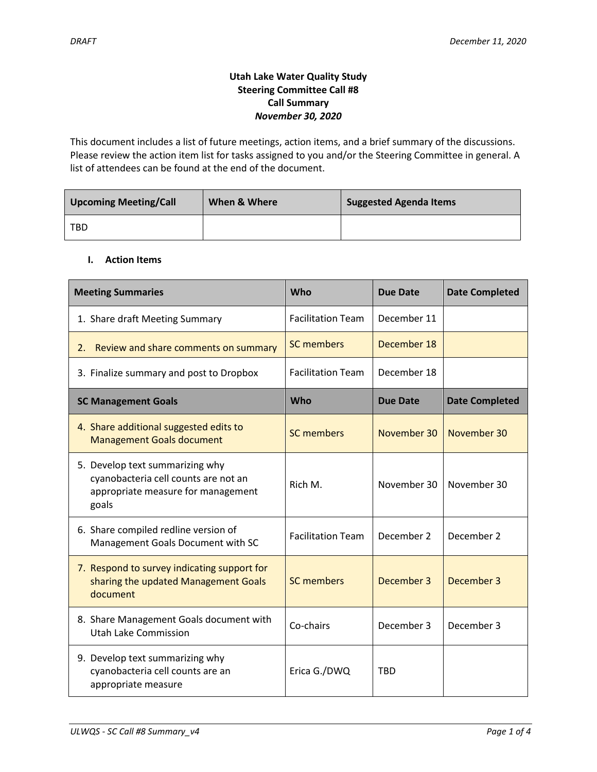# Utah Lake Water Quality Study
## Steering Committee Call #8
## Call Summary
*November 30, 2020*

This document includes a list of future meetings, action items, and a brief summary of the discussions. Please review the action item list for tasks assigned to you and/or the Steering Committee in general. A list of attendees can be found at the end of the document.

| Upcoming Meeting/Call | When & Where | Suggested Agenda Items |
|---|---|---|
| TBD | | |

## I. Action Items

| Meeting Summaries | Who | Due Date | Date Completed |
|---|---|---|---|
| 1. Share draft Meeting Summary | Facilitation Team | December 11 | |
| 2. Review and share comments on summary | SC members | December 18 | |
| 3. Finalize summary and post to Dropbox | Facilitation Team | December 18 | |
| **SC Management Goals** | **Who** | **Due Date** | **Date Completed** |
| 4. Share additional suggested edits to Management Goals document | SC members | November 30 | November 30 |
| 5. Develop text summarizing why cyanobacteria cell counts are not an appropriate measure for management goals | Rich M. | November 30 | November 30 |
| 6. Share compiled redline version of Management Goals Document with SC | Facilitation Team | December 2 | December 2 |
| 7. Respond to survey indicating support for sharing the updated Management Goals document | SC members | December 3 | December 3 |
| 8. Share Management Goals document with Utah Lake Commission | Co-chairs | December 3 | December 3 |
| 9. Develop text summarizing why cyanobacteria cell counts are an appropriate measure | Erica G./DWQ | TBD | |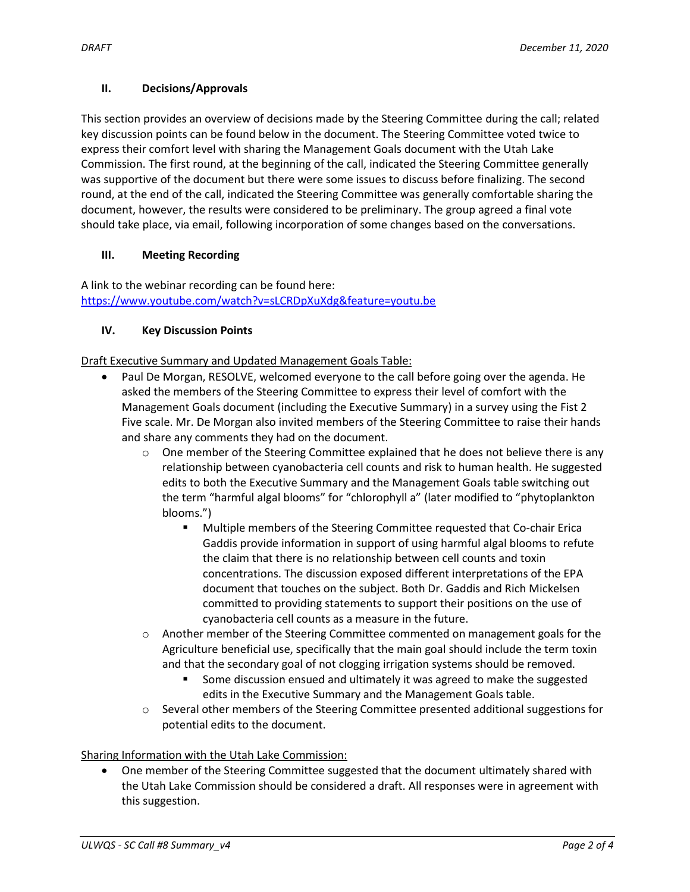## II. Decisions/Approvals

This section provides an overview of decisions made by the Steering Committee during the call; related key discussion points can be found below in the document. The Steering Committee voted twice to express their comfort level with sharing the Management Goals document with the Utah Lake Commission. The first round, at the beginning of the call, indicated the Steering Committee generally was supportive of the document but there were some issues to discuss before finalizing. The second round, at the end of the call, indicated the Steering Committee was generally comfortable sharing the document, however, the results were considered to be preliminary. The group agreed a final vote should take place, via email, following incorporation of some changes based on the conversations.

## III. Meeting Recording

A link to the webinar recording can be found here:
https://www.youtube.com/watch?v=sLCRDpXuXdg&feature=youtu.be

## IV. Key Discussion Points

Draft Executive Summary and Updated Management Goals Table:

- Paul De Morgan, RESOLVE, welcomed everyone to the call before going over the agenda. He asked the members of the Steering Committee to express their level of comfort with the Management Goals document (including the Executive Summary) in a survey using the Fist 2 Five scale. Mr. De Morgan also invited members of the Steering Committee to raise their hands and share any comments they had on the document.
  - One member of the Steering Committee explained that he does not believe there is any relationship between cyanobacteria cell counts and risk to human health. He suggested edits to both the Executive Summary and the Management Goals table switching out the term "harmful algal blooms" for "chlorophyll a" (later modified to "phytoplankton blooms.")
    - Multiple members of the Steering Committee requested that Co-chair Erica Gaddis provide information in support of using harmful algal blooms to refute the claim that there is no relationship between cell counts and toxin concentrations. The discussion exposed different interpretations of the EPA document that touches on the subject. Both Dr. Gaddis and Rich Mickelsen committed to providing statements to support their positions on the use of cyanobacteria cell counts as a measure in the future.
  - Another member of the Steering Committee commented on management goals for the Agriculture beneficial use, specifically that the main goal should include the term toxin and that the secondary goal of not clogging irrigation systems should be removed.
    - Some discussion ensued and ultimately it was agreed to make the suggested edits in the Executive Summary and the Management Goals table.
  - Several other members of the Steering Committee presented additional suggestions for potential edits to the document.

Sharing Information with the Utah Lake Commission:

- One member of the Steering Committee suggested that the document ultimately shared with the Utah Lake Commission should be considered a draft. All responses were in agreement with this suggestion.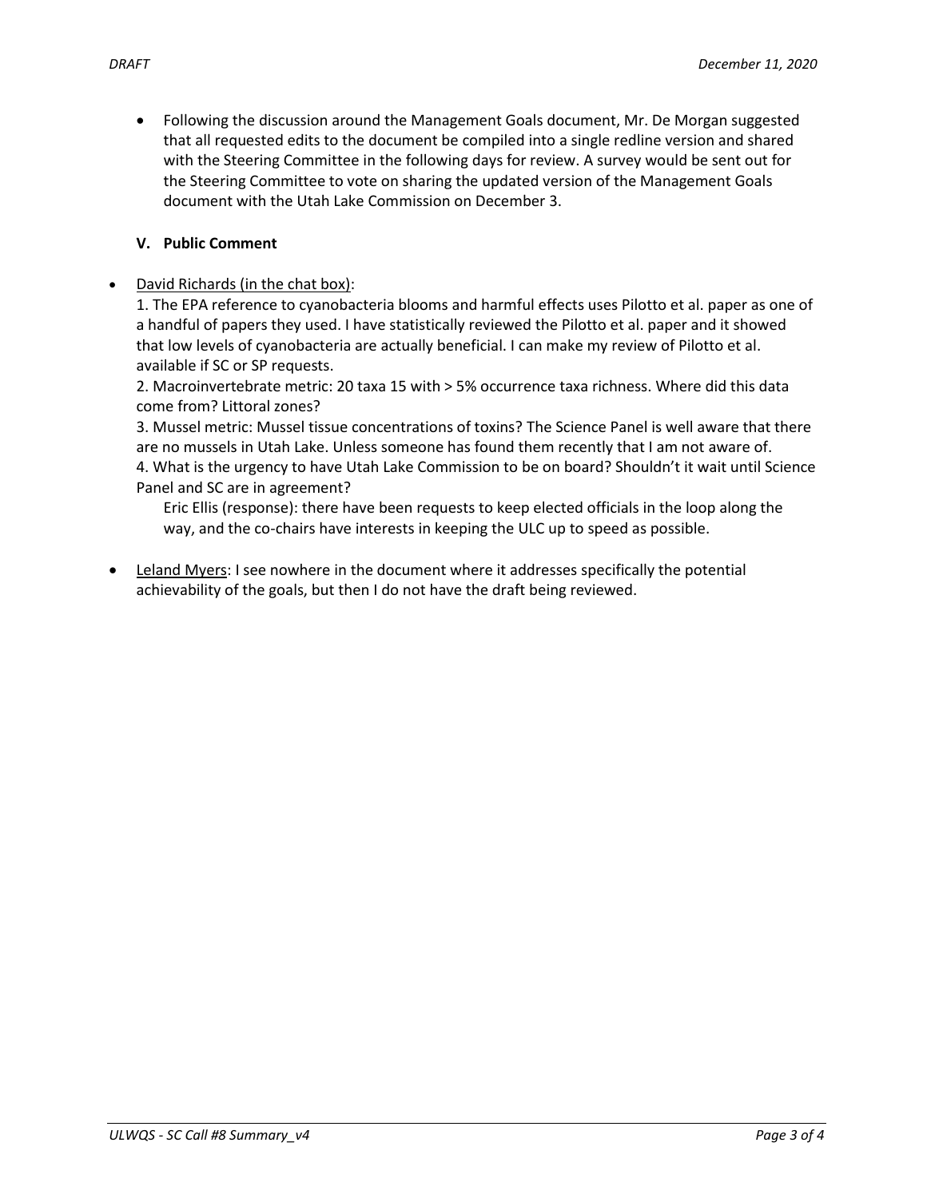- Following the discussion around the Management Goals document, Mr. De Morgan suggested that all requested edits to the document be compiled into a single redline version and shared with the Steering Committee in the following days for review. A survey would be sent out for the Steering Committee to vote on sharing the updated version of the Management Goals document with the Utah Lake Commission on December 3.

### V. Public Comment

- David Richards (in the chat box):

  1. The EPA reference to cyanobacteria blooms and harmful effects uses Pilotto et al. paper as one of a handful of papers they used. I have statistically reviewed the Pilotto et al. paper and it showed that low levels of cyanobacteria are actually beneficial. I can make my review of Pilotto et al. available if SC or SP requests.
  2. Macroinvertebrate metric: 20 taxa 15 with > 5% occurrence taxa richness. Where did this data come from? Littoral zones?
  3. Mussel metric: Mussel tissue concentrations of toxins? The Science Panel is well aware that there are no mussels in Utah Lake. Unless someone has found them recently that I am not aware of.
  4. What is the urgency to have Utah Lake Commission to be on board? Shouldn't it wait until Science Panel and SC are in agreement?

     Eric Ellis (response): there have been requests to keep elected officials in the loop along the way, and the co-chairs have interests in keeping the ULC up to speed as possible.

- Leland Myers: I see nowhere in the document where it addresses specifically the potential achievability of the goals, but then I do not have the draft being reviewed.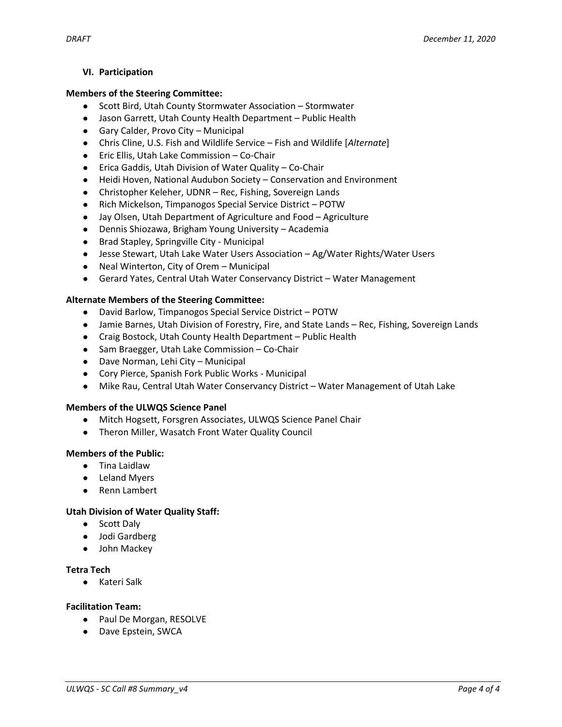## VI. Participation

**Members of the Steering Committee:**

- Scott Bird, Utah County Stormwater Association – Stormwater
- Jason Garrett, Utah County Health Department – Public Health
- Gary Calder, Provo City – Municipal
- Chris Cline, U.S. Fish and Wildlife Service – Fish and Wildlife [*Alternate*]
- Eric Ellis, Utah Lake Commission – Co-Chair
- Erica Gaddis, Utah Division of Water Quality – Co-Chair
- Heidi Hoven, National Audubon Society – Conservation and Environment
- Christopher Keleher, UDNR – Rec, Fishing, Sovereign Lands
- Rich Mickelson, Timpanogos Special Service District – POTW
- Jay Olsen, Utah Department of Agriculture and Food – Agriculture
- Dennis Shiozawa, Brigham Young University – Academia
- Brad Stapley, Springville City - Municipal
- Jesse Stewart, Utah Lake Water Users Association – Ag/Water Rights/Water Users
- Neal Winterton, City of Orem – Municipal
- Gerard Yates, Central Utah Water Conservancy District – Water Management

**Alternate Members of the Steering Committee:**

- David Barlow, Timpanogos Special Service District – POTW
- Jamie Barnes, Utah Division of Forestry, Fire, and State Lands – Rec, Fishing, Sovereign Lands
- Craig Bostock, Utah County Health Department – Public Health
- Sam Braegger, Utah Lake Commission – Co-Chair
- Dave Norman, Lehi City – Municipal
- Cory Pierce, Spanish Fork Public Works - Municipal
- Mike Rau, Central Utah Water Conservancy District – Water Management of Utah Lake

**Members of the ULWQS Science Panel**

- Mitch Hogsett, Forsgren Associates, ULWQS Science Panel Chair
- Theron Miller, Wasatch Front Water Quality Council

**Members of the Public:**

- Tina Laidlaw
- Leland Myers
- Renn Lambert

**Utah Division of Water Quality Staff:**

- Scott Daly
- Jodi Gardberg
- John Mackey

**Tetra Tech**

- Kateri Salk

**Facilitation Team:**

- Paul De Morgan, RESOLVE
- Dave Epstein, SWCA